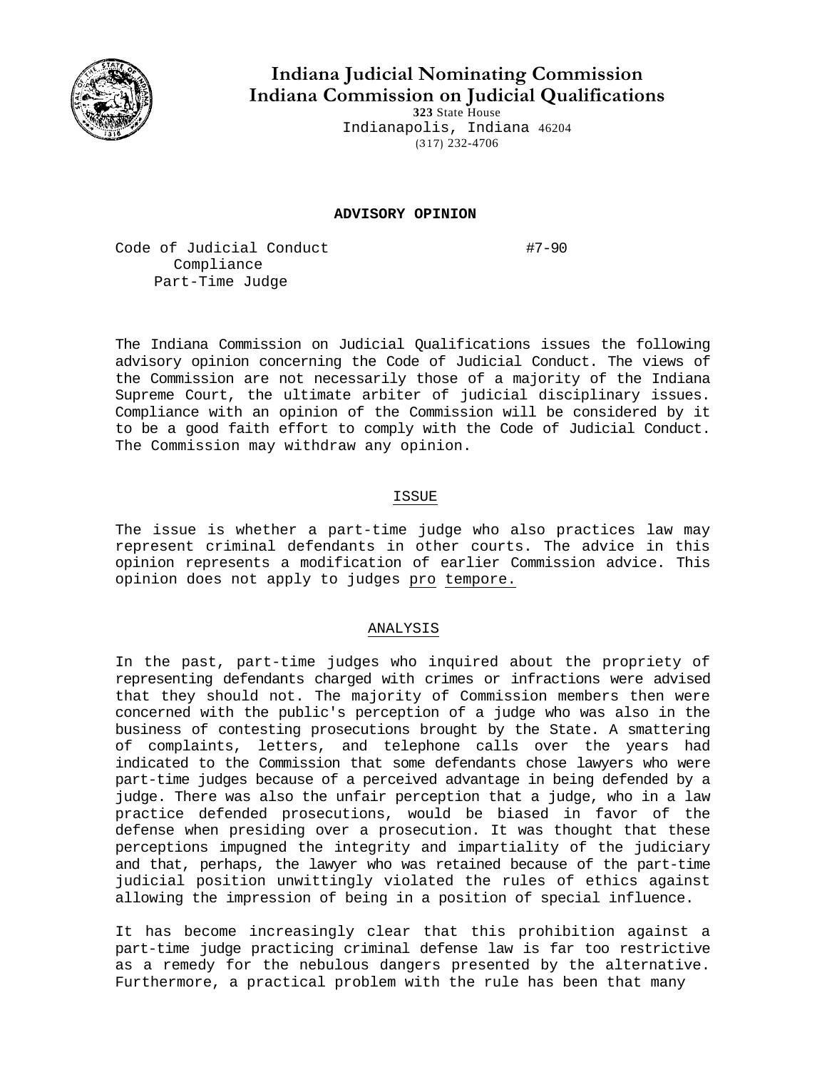# Indiana Judicial Nominating Commission
# Indiana Commission on Judicial Qualifications

323 State House
Indianapolis, Indiana 46204
(317) 232-4706

**ADVISORY OPINION**

Code of Judicial Conduct
Compliance
Part-Time Judge

#7-90

The Indiana Commission on Judicial Qualifications issues the following advisory opinion concerning the Code of Judicial Conduct. The views of the Commission are not necessarily those of a majority of the Indiana Supreme Court, the ultimate arbiter of judicial disciplinary issues. Compliance with an opinion of the Commission will be considered by it to be a good faith effort to comply with the Code of Judicial Conduct. The Commission may withdraw any opinion.

## ISSUE

The issue is whether a part-time judge who also practices law may represent criminal defendants in other courts. The advice in this opinion represents a modification of earlier Commission advice. This opinion does not apply to judges pro tempore.

## ANALYSIS

In the past, part-time judges who inquired about the propriety of representing defendants charged with crimes or infractions were advised that they should not. The majority of Commission members then were concerned with the public's perception of a judge who was also in the business of contesting prosecutions brought by the State. A smattering of complaints, letters, and telephone calls over the years had indicated to the Commission that some defendants chose lawyers who were part-time judges because of a perceived advantage in being defended by a judge. There was also the unfair perception that a judge, who in a law practice defended prosecutions, would be biased in favor of the defense when presiding over a prosecution. It was thought that these perceptions impugned the integrity and impartiality of the judiciary and that, perhaps, the lawyer who was retained because of the part-time judicial position unwittingly violated the rules of ethics against allowing the impression of being in a position of special influence.

It has become increasingly clear that this prohibition against a part-time judge practicing criminal defense law is far too restrictive as a remedy for the nebulous dangers presented by the alternative. Furthermore, a practical problem with the rule has been that many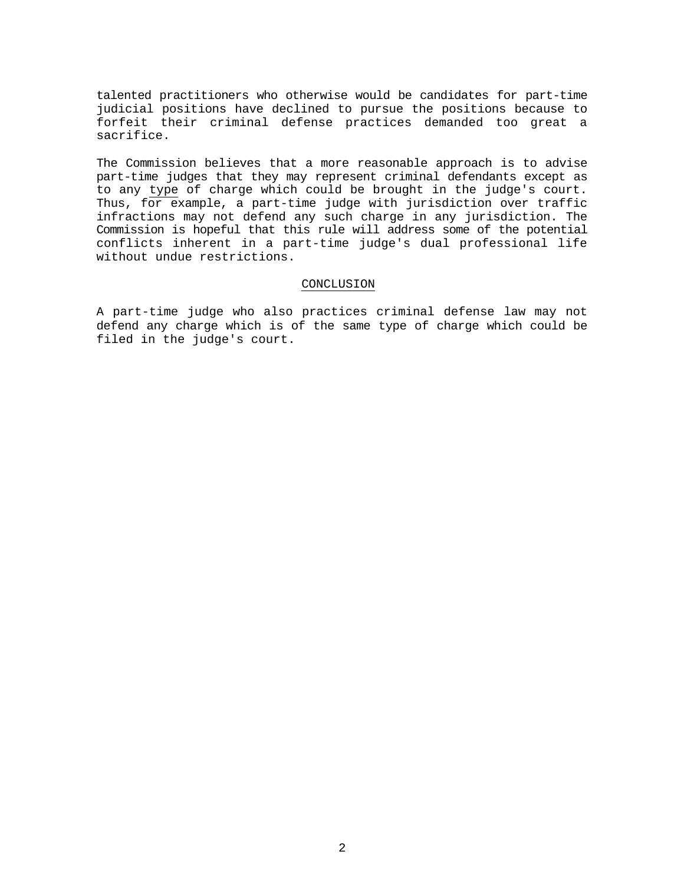talented practitioners who otherwise would be candidates for part-time judicial positions have declined to pursue the positions because to forfeit their criminal defense practices demanded too great a sacrifice.

The Commission believes that a more reasonable approach is to advise part-time judges that they may represent criminal defendants except as to any type of charge which could be brought in the judge's court. Thus, for example, a part-time judge with jurisdiction over traffic infractions may not defend any such charge in any jurisdiction. The Commission is hopeful that this rule will address some of the potential conflicts inherent in a part-time judge's dual professional life without undue restrictions.

## CONCLUSION

A part-time judge who also practices criminal defense law may not defend any charge which is of the same type of charge which could be filed in the judge's court.